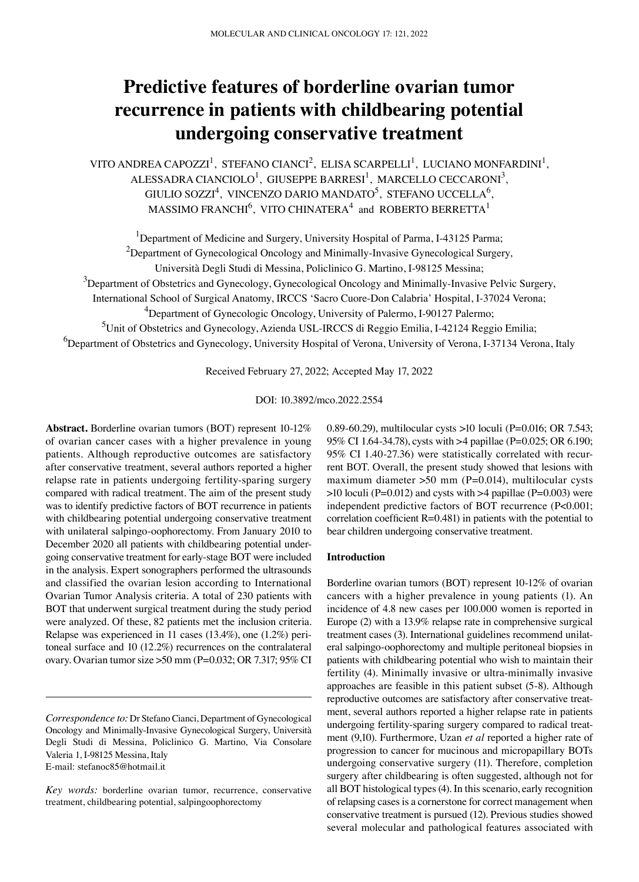# Predictive features of borderline ovarian tumor recurrence in patients with childbearing potential undergoing conservative treatment

VITO ANDREA CAPOZZI[1], STEFANO CIANCI[2], ELISA SCARPELLI[1], LUCIANO MONFARDINI[1], ALESSADRA CIANCIOLO[1], GIUSEPPE BARRESI[1], MARCELLO CECCARONI[3], GIULIO SOZZI[4], VINCENZO DARIO MANDATO[5], STEFANO UCCELLA[6], MASSIMO FRANCHI[6], VITO CHINATERA[4] and ROBERTO BERRETTA[1]

[1]Department of Medicine and Surgery, University Hospital of Parma, I-43125 Parma;
[2]Department of Gynecological Oncology and Minimally-Invasive Gynecological Surgery, Università Degli Studi di Messina, Policlinico G. Martino, I-98125 Messina;
[3]Department of Obstetrics and Gynecology, Gynecological Oncology and Minimally-Invasive Pelvic Surgery, International School of Surgical Anatomy, IRCCS 'Sacro Cuore-Don Calabria' Hospital, I-37024 Verona;
[4]Department of Gynecologic Oncology, University of Palermo, I-90127 Palermo;
[5]Unit of Obstetrics and Gynecology, Azienda USL-IRCCS di Reggio Emilia, I-42124 Reggio Emilia;
[6]Department of Obstetrics and Gynecology, University Hospital of Verona, University of Verona, I-37134 Verona, Italy

Received February 27, 2022; Accepted May 17, 2022

DOI: 10.3892/mco.2022.2554

**Abstract.** Borderline ovarian tumors (BOT) represent 10-12% of ovarian cancer cases with a higher prevalence in young patients. Although reproductive outcomes are satisfactory after conservative treatment, several authors reported a higher relapse rate in patients undergoing fertility-sparing surgery compared with radical treatment. The aim of the present study was to identify predictive factors of BOT recurrence in patients with childbearing potential undergoing conservative treatment with unilateral salpingo-oophorectomy. From January 2010 to December 2020 all patients with childbearing potential undergoing conservative treatment for early-stage BOT were included in the analysis. Expert sonographers performed the ultrasounds and classified the ovarian lesion according to International Ovarian Tumor Analysis criteria. A total of 230 patients with BOT that underwent surgical treatment during the study period were analyzed. Of these, 82 patients met the inclusion criteria. Relapse was experienced in 11 cases (13.4%), one (1.2%) peritoneal surface and 10 (12.2%) recurrences on the contralateral ovary. Ovarian tumor size >50 mm ($P=0.032$; OR 7.317; 95% CI 0.89-60.29), multilocular cysts >10 loculi ($P=0.016$; OR 7.543; 95% CI 1.64-34.78), cysts with >4 papillae ($P=0.025$; OR 6.190; 95% CI 1.40-27.36) were statistically correlated with recurrent BOT. Overall, the present study showed that lesions with maximum diameter >50 mm ($P=0.014$), multilocular cysts >10 loculi ($P=0.012$) and cysts with >4 papillae ($P=0.003$) were independent predictive factors of BOT recurrence ($P<0.001$; correlation coefficient $R=0.481$) in patients with the potential to bear children undergoing conservative treatment.

*Correspondence to:* Dr Stefano Cianci, Department of Gynecological Oncology and Minimally-Invasive Gynecological Surgery, Università Degli Studi di Messina, Policlinico G. Martino, Via Consolare Valeria 1, I-98125 Messina, Italy
E-mail: stefanoc85@hotmail.it

*Key words:* borderline ovarian tumor, recurrence, conservative treatment, childbearing potential, salpingoophorectomy

## Introduction

Borderline ovarian tumors (BOT) represent 10-12% of ovarian cancers with a higher prevalence in young patients (1). An incidence of 4.8 new cases per 100.000 women is reported in Europe (2) with a 13.9% relapse rate in comprehensive surgical treatment cases (3). International guidelines recommend unilateral salpingo-oophorectomy and multiple peritoneal biopsies in patients with childbearing potential who wish to maintain their fertility (4). Minimally invasive or ultra-minimally invasive approaches are feasible in this patient subset (5-8). Although reproductive outcomes are satisfactory after conservative treatment, several authors reported a higher relapse rate in patients undergoing fertility-sparing surgery compared to radical treatment (9,10). Furthermore, Uzan *et al* reported a higher rate of progression to cancer for mucinous and micropapillary BOTs undergoing conservative surgery (11). Therefore, completion surgery after childbearing is often suggested, although not for all BOT histological types (4). In this scenario, early recognition of relapsing cases is a cornerstone for correct management when conservative treatment is pursued (12). Previous studies showed several molecular and pathological features associated with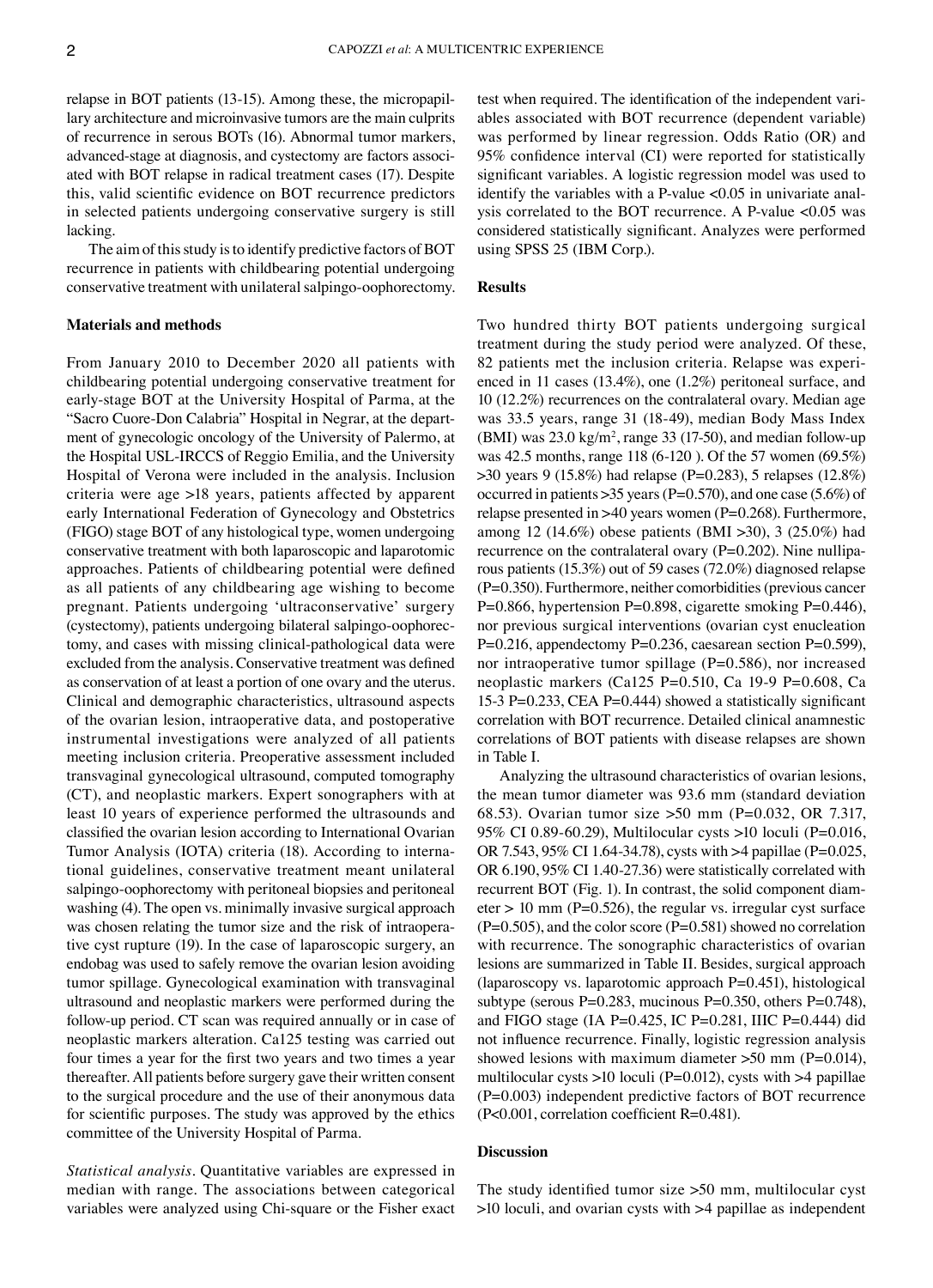relapse in BOT patients (13-15). Among these, the micropapillary architecture and microinvasive tumors are the main culprits of recurrence in serous BOTs (16). Abnormal tumor markers, advanced-stage at diagnosis, and cystectomy are factors associated with BOT relapse in radical treatment cases (17). Despite this, valid scientific evidence on BOT recurrence predictors in selected patients undergoing conservative surgery is still lacking.

The aim of this study is to identify predictive factors of BOT recurrence in patients with childbearing potential undergoing conservative treatment with unilateral salpingo-oophorectomy.

## Materials and methods

From January 2010 to December 2020 all patients with childbearing potential undergoing conservative treatment for early-stage BOT at the University Hospital of Parma, at the "Sacro Cuore-Don Calabria" Hospital in Negrar, at the department of gynecologic oncology of the University of Palermo, at the Hospital USL-IRCCS of Reggio Emilia, and the University Hospital of Verona were included in the analysis. Inclusion criteria were age >18 years, patients affected by apparent early International Federation of Gynecology and Obstetrics (FIGO) stage BOT of any histological type, women undergoing conservative treatment with both laparoscopic and laparotomic approaches. Patients of childbearing potential were defined as all patients of any childbearing age wishing to become pregnant. Patients undergoing 'ultraconservative' surgery (cystectomy), patients undergoing bilateral salpingo-oophorectomy, and cases with missing clinical-pathological data were excluded from the analysis. Conservative treatment was defined as conservation of at least a portion of one ovary and the uterus. Clinical and demographic characteristics, ultrasound aspects of the ovarian lesion, intraoperative data, and postoperative instrumental investigations were analyzed of all patients meeting inclusion criteria. Preoperative assessment included transvaginal gynecological ultrasound, computed tomography (CT), and neoplastic markers. Expert sonographers with at least 10 years of experience performed the ultrasounds and classified the ovarian lesion according to International Ovarian Tumor Analysis (IOTA) criteria (18). According to international guidelines, conservative treatment meant unilateral salpingo-oophorectomy with peritoneal biopsies and peritoneal washing (4). The open vs. minimally invasive surgical approach was chosen relating the tumor size and the risk of intraoperative cyst rupture (19). In the case of laparoscopic surgery, an endobag was used to safely remove the ovarian lesion avoiding tumor spillage. Gynecological examination with transvaginal ultrasound and neoplastic markers were performed during the follow-up period. CT scan was required annually or in case of neoplastic markers alteration. Ca125 testing was carried out four times a year for the first two years and two times a year thereafter. All patients before surgery gave their written consent to the surgical procedure and the use of their anonymous data for scientific purposes. The study was approved by the ethics committee of the University Hospital of Parma.

*Statistical analysis.* Quantitative variables are expressed in median with range. The associations between categorical variables were analyzed using Chi-square or the Fisher exact test when required. The identification of the independent variables associated with BOT recurrence (dependent variable) was performed by linear regression. Odds Ratio (OR) and 95% confidence interval (CI) were reported for statistically significant variables. A logistic regression model was used to identify the variables with a P-value <0.05 in univariate analysis correlated to the BOT recurrence. A P-value <0.05 was considered statistically significant. Analyzes were performed using SPSS 25 (IBM Corp.).

## Results

Two hundred thirty BOT patients undergoing surgical treatment during the study period were analyzed. Of these, 82 patients met the inclusion criteria. Relapse was experienced in 11 cases (13.4%), one (1.2%) peritoneal surface, and 10 (12.2%) recurrences on the contralateral ovary. Median age was 33.5 years, range 31 (18-49), median Body Mass Index (BMI) was 23.0 kg/m$^2$, range 33 (17-50), and median follow-up was 42.5 months, range 118 (6-120 ). Of the 57 women (69.5%) >30 years 9 (15.8%) had relapse (P=0.283), 5 relapses (12.8%) occurred in patients >35 years (P=0.570), and one case (5.6%) of relapse presented in >40 years women (P=0.268). Furthermore, among 12 (14.6%) obese patients (BMI >30), 3 (25.0%) had recurrence on the contralateral ovary (P=0.202). Nine nulliparous patients (15.3%) out of 59 cases (72.0%) diagnosed relapse (P=0.350). Furthermore, neither comorbidities (previous cancer P=0.866, hypertension P=0.898, cigarette smoking P=0.446), nor previous surgical interventions (ovarian cyst enucleation P=0.216, appendectomy P=0.236, caesarean section P=0.599), nor intraoperative tumor spillage (P=0.586), nor increased neoplastic markers (Ca125 P=0.510, Ca 19-9 P=0.608, Ca 15-3 P=0.233, CEA P=0.444) showed a statistically significant correlation with BOT recurrence. Detailed clinical anamnestic correlations of BOT patients with disease relapses are shown in Table I.

Analyzing the ultrasound characteristics of ovarian lesions, the mean tumor diameter was 93.6 mm (standard deviation 68.53). Ovarian tumor size >50 mm (P=0.032, OR 7.317, 95% CI 0.89-60.29), Multilocular cysts >10 loculi (P=0.016, OR 7.543, 95% CI 1.64-34.78), cysts with >4 papillae (P=0.025, OR 6.190, 95% CI 1.40-27.36) were statistically correlated with recurrent BOT (Fig. 1). In contrast, the solid component diameter > 10 mm (P=0.526), the regular vs. irregular cyst surface (P=0.505), and the color score (P=0.581) showed no correlation with recurrence. The sonographic characteristics of ovarian lesions are summarized in Table II. Besides, surgical approach (laparoscopy vs. laparotomic approach P=0.451), histological subtype (serous P=0.283, mucinous P=0.350, others P=0.748), and FIGO stage (IA P=0.425, IC P=0.281, IIIC P=0.444) did not influence recurrence. Finally, logistic regression analysis showed lesions with maximum diameter >50 mm (P=0.014), multilocular cysts >10 loculi (P=0.012), cysts with >4 papillae (P=0.003) independent predictive factors of BOT recurrence (P<0.001, correlation coefficient R=0.481).

## Discussion

The study identified tumor size >50 mm, multilocular cyst >10 loculi, and ovarian cysts with >4 papillae as independent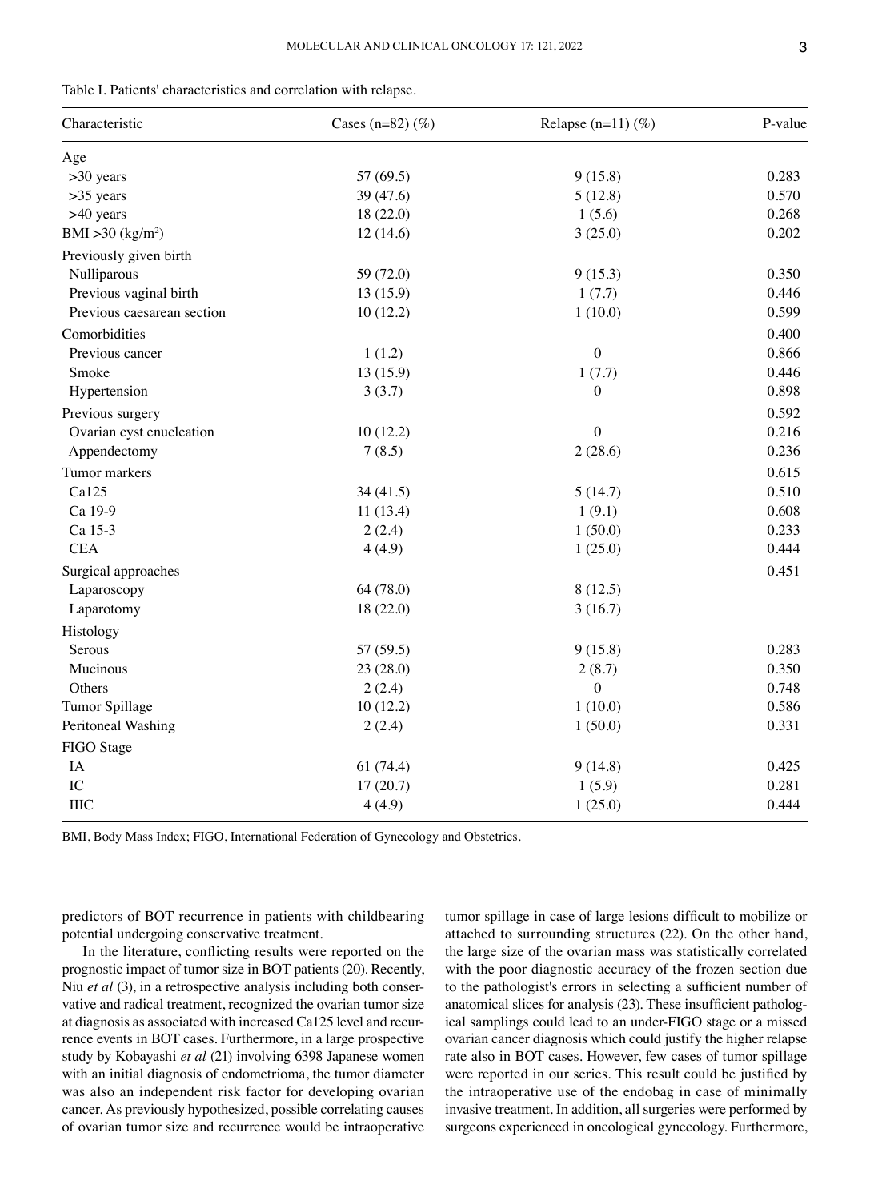Table I. Patients' characteristics and correlation with relapse.

| Characteristic | Cases (n=82) (%) | Relapse (n=11) (%) | P-value |
|---|---|---|---|
| Age | | | |
| >30 years | 57 (69.5) | 9 (15.8) | 0.283 |
| >35 years | 39 (47.6) | 5 (12.8) | 0.570 |
| >40 years | 18 (22.0) | 1 (5.6) | 0.268 |
| BMI >30 (kg/m$^2$) | 12 (14.6) | 3 (25.0) | 0.202 |
| Previously given birth | | | |
| Nulliparous | 59 (72.0) | 9 (15.3) | 0.350 |
| Previous vaginal birth | 13 (15.9) | 1 (7.7) | 0.446 |
| Previous caesarean section | 10 (12.2) | 1 (10.0) | 0.599 |
| Comorbidities | | | 0.400 |
| Previous cancer | 1 (1.2) | 0 | 0.866 |
| Smoke | 13 (15.9) | 1 (7.7) | 0.446 |
| Hypertension | 3 (3.7) | 0 | 0.898 |
| Previous surgery | | | 0.592 |
| Ovarian cyst enucleation | 10 (12.2) | 0 | 0.216 |
| Appendectomy | 7 (8.5) | 2 (28.6) | 0.236 |
| Tumor markers | | | 0.615 |
| Ca125 | 34 (41.5) | 5 (14.7) | 0.510 |
| Ca 19-9 | 11 (13.4) | 1 (9.1) | 0.608 |
| Ca 15-3 | 2 (2.4) | 1 (50.0) | 0.233 |
| CEA | 4 (4.9) | 1 (25.0) | 0.444 |
| Surgical approaches | | | 0.451 |
| Laparoscopy | 64 (78.0) | 8 (12.5) | |
| Laparotomy | 18 (22.0) | 3 (16.7) | |
| Histology | | | |
| Serous | 57 (59.5) | 9 (15.8) | 0.283 |
| Mucinous | 23 (28.0) | 2 (8.7) | 0.350 |
| Others | 2 (2.4) | 0 | 0.748 |
| Tumor Spillage | 10 (12.2) | 1 (10.0) | 0.586 |
| Peritoneal Washing | 2 (2.4) | 1 (50.0) | 0.331 |
| FIGO Stage | | | |
| IA | 61 (74.4) | 9 (14.8) | 0.425 |
| IC | 17 (20.7) | 1 (5.9) | 0.281 |
| IIIC | 4 (4.9) | 1 (25.0) | 0.444 |

BMI, Body Mass Index; FIGO, International Federation of Gynecology and Obstetrics.

predictors of BOT recurrence in patients with childbearing potential undergoing conservative treatment.

In the literature, conflicting results were reported on the prognostic impact of tumor size in BOT patients (20). Recently, Niu *et al* (3), in a retrospective analysis including both conservative and radical treatment, recognized the ovarian tumor size at diagnosis as associated with increased Ca125 level and recurrence events in BOT cases. Furthermore, in a large prospective study by Kobayashi *et al* (21) involving 6398 Japanese women with an initial diagnosis of endometrioma, the tumor diameter was also an independent risk factor for developing ovarian cancer. As previously hypothesized, possible correlating causes of ovarian tumor size and recurrence would be intraoperative tumor spillage in case of large lesions difficult to mobilize or attached to surrounding structures (22). On the other hand, the large size of the ovarian mass was statistically correlated with the poor diagnostic accuracy of the frozen section due to the pathologist's errors in selecting a sufficient number of anatomical slices for analysis (23). These insufficient pathological samplings could lead to an under-FIGO stage or a missed ovarian cancer diagnosis which could justify the higher relapse rate also in BOT cases. However, few cases of tumor spillage were reported in our series. This result could be justified by the intraoperative use of the endobag in case of minimally invasive treatment. In addition, all surgeries were performed by surgeons experienced in oncological gynecology. Furthermore,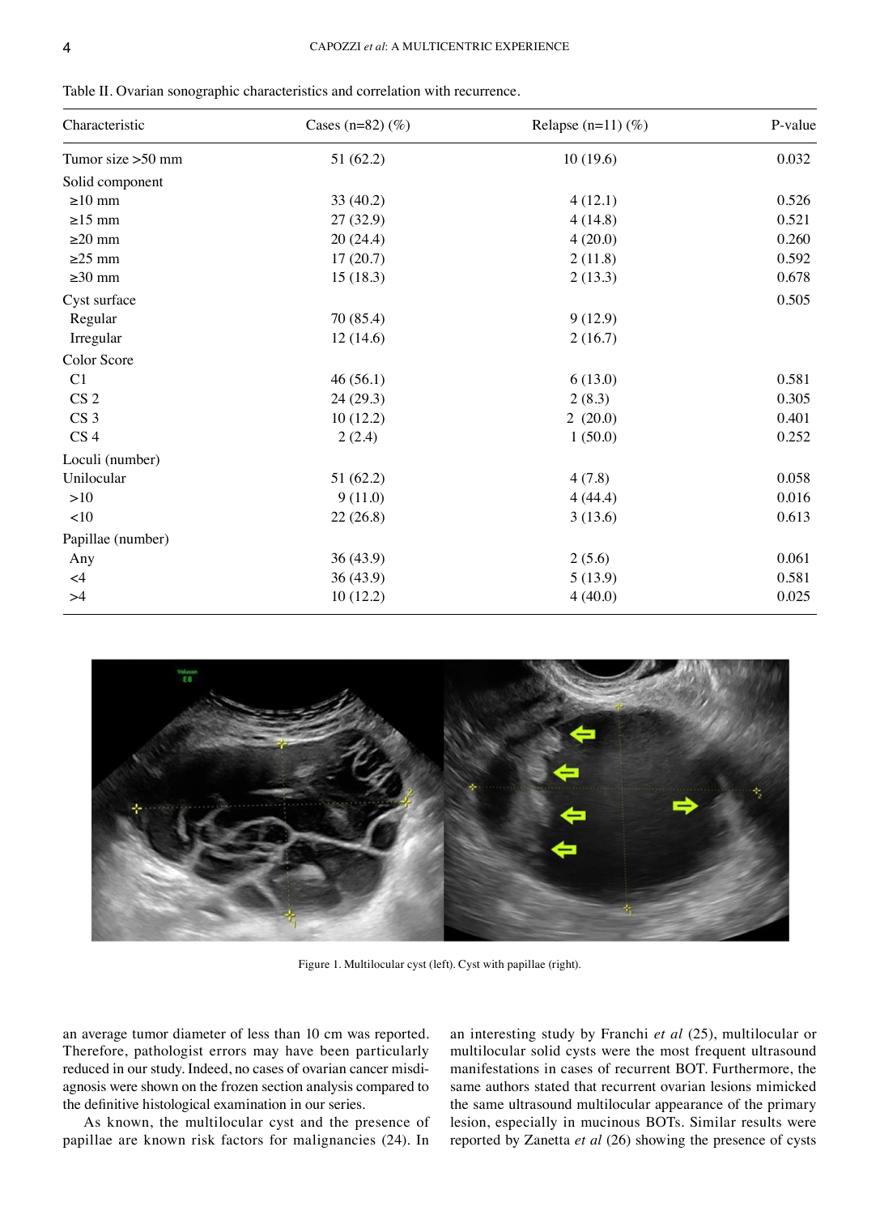Table II. Ovarian sonographic characteristics and correlation with recurrence.

| Characteristic | Cases (n=82) (%) | Relapse (n=11) (%) | P-value |
|---|---|---|---|
| Tumor size >50 mm | 51 (62.2) | 10 (19.6) | 0.032 |
| Solid component | | | |
| ≥10 mm | 33 (40.2) | 4 (12.1) | 0.526 |
| ≥15 mm | 27 (32.9) | 4 (14.8) | 0.521 |
| ≥20 mm | 20 (24.4) | 4 (20.0) | 0.260 |
| ≥25 mm | 17 (20.7) | 2 (11.8) | 0.592 |
| ≥30 mm | 15 (18.3) | 2 (13.3) | 0.678 |
| Cyst surface | | | 0.505 |
| Regular | 70 (85.4) | 9 (12.9) | |
| Irregular | 12 (14.6) | 2 (16.7) | |
| Color Score | | | |
| C1 | 46 (56.1) | 6 (13.0) | 0.581 |
| CS 2 | 24 (29.3) | 2 (8.3) | 0.305 |
| CS 3 | 10 (12.2) | 2 (20.0) | 0.401 |
| CS 4 | 2 (2.4) | 1 (50.0) | 0.252 |
| Loculi (number) | | | |
| Unilocular | 51 (62.2) | 4 (7.8) | 0.058 |
| >10 | 9 (11.0) | 4 (44.4) | 0.016 |
| <10 | 22 (26.8) | 3 (13.6) | 0.613 |
| Papillae (number) | | | |
| Any | 36 (43.9) | 2 (5.6) | 0.061 |
| <4 | 36 (43.9) | 5 (13.9) | 0.581 |
| >4 | 10 (12.2) | 4 (40.0) | 0.025 |

Figure 1. Multilocular cyst (left). Cyst with papillae (right).

an average tumor diameter of less than 10 cm was reported. Therefore, pathologist errors may have been particularly reduced in our study. Indeed, no cases of ovarian cancer misdiagnosis were shown on the frozen section analysis compared to the definitive histological examination in our series.

As known, the multilocular cyst and the presence of papillae are known risk factors for malignancies (24). In an interesting study by Franchi *et al* (25), multilocular or multilocular solid cysts were the most frequent ultrasound manifestations in cases of recurrent BOT. Furthermore, the same authors stated that recurrent ovarian lesions mimicked the same ultrasound multilocular appearance of the primary lesion, especially in mucinous BOTs. Similar results were reported by Zanetta *et al* (26) showing the presence of cysts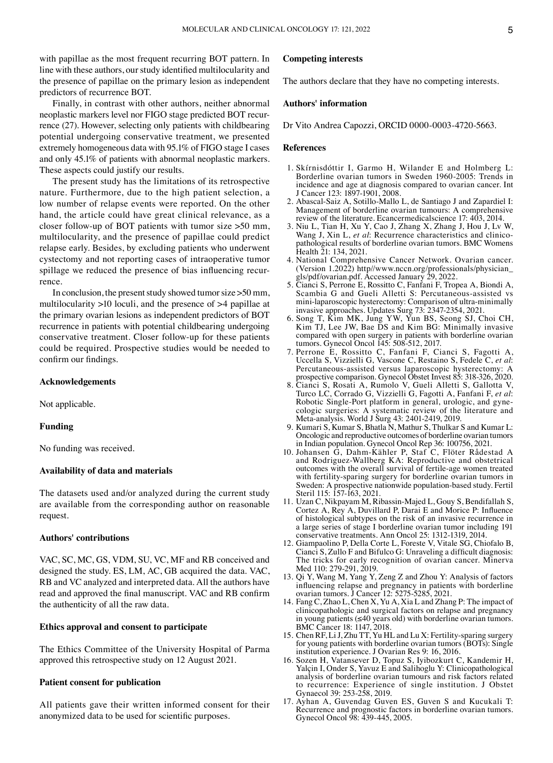with papillae as the most frequent recurring BOT pattern. In line with these authors, our study identified multilocularity and the presence of papillae on the primary lesion as independent predictors of recurrence BOT.

Finally, in contrast with other authors, neither abnormal neoplastic markers level nor FIGO stage predicted BOT recurrence (27). However, selecting only patients with childbearing potential undergoing conservative treatment, we presented extremely homogeneous data with 95.1% of FIGO stage I cases and only 45.1% of patients with abnormal neoplastic markers. These aspects could justify our results.

The present study has the limitations of its retrospective nature. Furthermore, due to the high patient selection, a low number of relapse events were reported. On the other hand, the article could have great clinical relevance, as a closer follow-up of BOT patients with tumor size >50 mm, multilocularity, and the presence of papillae could predict relapse early. Besides, by excluding patients who underwent cystectomy and not reporting cases of intraoperative tumor spillage we reduced the presence of bias influencing recurrence.

In conclusion, the present study showed tumor size >50 mm, multilocularity >10 loculi, and the presence of >4 papillae at the primary ovarian lesions as independent predictors of BOT recurrence in patients with potential childbearing undergoing conservative treatment. Closer follow-up for these patients could be required. Prospective studies would be needed to confirm our findings.

## Acknowledgements

Not applicable.

## Funding

No funding was received.

## Availability of data and materials

The datasets used and/or analyzed during the current study are available from the corresponding author on reasonable request.

## Authors' contributions

VAC, SC, MC, GS, VDM, SU, VC, MF and RB conceived and designed the study. ES, LM, AC, GB acquired the data. VAC, RB and VC analyzed and interpreted data. All the authors have read and approved the final manuscript. VAC and RB confirm the authenticity of all the raw data.

## Ethics approval and consent to participate

The Ethics Committee of the University Hospital of Parma approved this retrospective study on 12 August 2021.

## Patient consent for publication

All patients gave their written informed consent for their anonymized data to be used for scientific purposes.

## Competing interests

The authors declare that they have no competing interests.

## Authors' information

Dr Vito Andrea Capozzi, ORCID 0000-0003-4720-5663.

## References

1. Skírnisdóttir I, Garmo H, Wilander E and Holmberg L: Borderline ovarian tumors in Sweden 1960-2005: Trends in incidence and age at diagnosis compared to ovarian cancer. Int J Cancer 123: 1897-1901, 2008.
2. Abascal-Saiz A, Sotillo-Mallo L, de Santiago J and Zapardiel I: Management of borderline ovarian tumours: A comprehensive review of the literature. Ecancermedicalscience 17: 403, 2014.
3. Niu L, Tian H, Xu Y, Cao J, Zhang X, Zhang J, Hou J, Lv W, Wang J, Xin L, *et al*: Recurrence characteristics and clinicopathological results of borderline ovarian tumors. BMC Womens Health 21: 134, 2021.
4. National Comprehensive Cancer Network. Ovarian cancer. (Version 1.2022) http//www.nccn.org/professionals/physician_gls/pdf/ovarian.pdf. Accessed January 29, 2022.
5. Cianci S, Perrone E, Rossitto C, Fanfani F, Tropea A, Biondi A, Scambia G and Gueli Alletti S: Percutaneous-assisted vs mini-laparoscopic hysterectomy: Comparison of ultra-minimally invasive approaches. Updates Surg 73: 2347-2354, 2021.
6. Song T, Kim MK, Jung YW, Yun BS, Seong SJ, Choi CH, Kim TJ, Lee JW, Bae DS and Kim BG: Minimally invasive compared with open surgery in patients with borderline ovarian tumors. Gynecol Oncol 145: 508-512, 2017.
7. Perrone E, Rossitto C, Fanfani F, Cianci S, Fagotti A, Uccella S, Vizzielli G, Vascone C, Restaino S, Fedele C, *et al*: Percutaneous-assisted versus laparoscopic hysterectomy: A prospective comparison. Gynecol Obstet Invest 85: 318-326, 2020.
8. Cianci S, Rosati A, Rumolo V, Gueli Alletti S, Gallotta V, Turco LC, Corrado G, Vizzielli G, Fagotti A, Fanfani F, *et al*: Robotic Single-Port platform in general, urologic, and gynecologic surgeries: A systematic review of the literature and Meta-analysis. World J Surg 43: 2401-2419, 2019.
9. Kumari S, Kumar S, Bhatla N, Mathur S, Thulkar S and Kumar L: Oncologic and reproductive outcomes of borderline ovarian tumors in Indian population. Gynecol Oncol Rep 36: 100756, 2021.
10. Johansen G, Dahm-Kähler P, Staf C, Flöter Rådestad A and Rodriguez-Wallberg KA: Reproductive and obstetrical outcomes with the overall survival of fertile-age women treated with fertility-sparing surgery for borderline ovarian tumors in Sweden: A prospective nationwide population-based study. Fertil Steril 115: 157-163, 2021.
11. Uzan C, Nikpayam M, Ribassin-Majed L, Gouy S, Bendifallah S, Cortez A, Rey A, Duvillard P, Darai E and Morice P: Influence of histological subtypes on the risk of an invasive recurrence in a large series of stage I borderline ovarian tumor including 191 conservative treatments. Ann Oncol 25: 1312-1319, 2014.
12. Giampaolino P, Della Corte L, Foreste V, Vitale SG, Chiofalo B, Cianci S, Zullo F and Bifulco G: Unraveling a difficult diagnosis: The tricks for early recognition of ovarian cancer. Minerva Med 110: 279-291, 2019.
13. Qi Y, Wang M, Yang Y, Zeng Z and Zhou Y: Analysis of factors influencing relapse and pregnancy in patients with borderline ovarian tumors. J Cancer 12: 5275-5285, 2021.
14. Fang C, Zhao L, Chen X, Yu A, Xia L and Zhang P: The impact of clinicopathologic and surgical factors on relapse and pregnancy in young patients (≤40 years old) with borderline ovarian tumors. BMC Cancer 18: 1147, 2018.
15. Chen RF, Li J, Zhu TT, Yu HL and Lu X: Fertility-sparing surgery for young patients with borderline ovarian tumors (BOTs): Single institution experience. J Ovarian Res 9: 16, 2016.
16. Sozen H, Vatansever D, Topuz S, Iyibozkurt C, Kandemir H, Yalçin I, Onder S, Yavuz E and Salihoglu Y: Clinicopathological analysis of borderline ovarian tumours and risk factors related to recurrence: Experience of single institution. J Obstet Gynaecol 39: 253-258, 2019.
17. Ayhan A, Guvendag Guven ES, Guven S and Kucukali T: Recurrence and prognostic factors in borderline ovarian tumors. Gynecol Oncol 98: 439-445, 2005.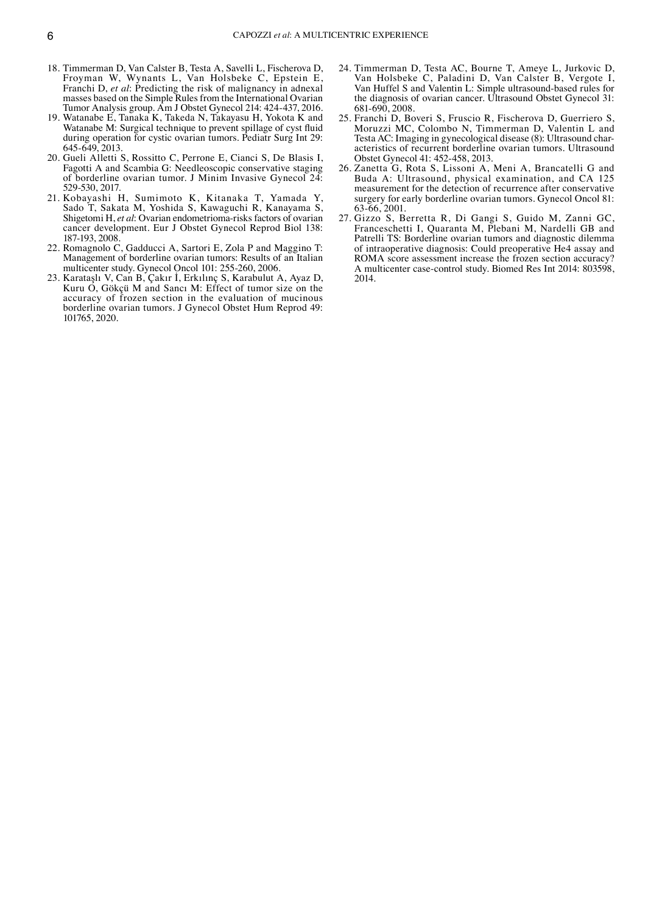18. Timmerman D, Van Calster B, Testa A, Savelli L, Fischerova D, Froyman W, Wynants L, Van Holsbeke C, Epstein E, Franchi D, *et al*: Predicting the risk of malignancy in adnexal masses based on the Simple Rules from the International Ovarian Tumor Analysis group. Am J Obstet Gynecol 214: 424-437, 2016.
19. Watanabe E, Tanaka K, Takeda N, Takayasu H, Yokota K and Watanabe M: Surgical technique to prevent spillage of cyst fluid during operation for cystic ovarian tumors. Pediatr Surg Int 29: 645-649, 2013.
20. Gueli Alletti S, Rossitto C, Perrone E, Cianci S, De Blasis I, Fagotti A and Scambia G: Needleoscopic conservative staging of borderline ovarian tumor. J Minim Invasive Gynecol 24: 529-530, 2017.
21. Kobayashi H, Sumimoto K, Kitanaka T, Yamada Y, Sado T, Sakata M, Yoshida S, Kawaguchi R, Kanayama S, Shigetomi H, *et al*: Ovarian endometrioma-risks factors of ovarian cancer development. Eur J Obstet Gynecol Reprod Biol 138: 187-193, 2008.
22. Romagnolo C, Gadducci A, Sartori E, Zola P and Maggino T: Management of borderline ovarian tumors: Results of an Italian multicenter study. Gynecol Oncol 101: 255-260, 2006.
23. Karataşlı V, Can B, Çakır İ, Erkılınç S, Karabulut A, Ayaz D, Kuru O, Gökçü M and Sancı M: Effect of tumor size on the accuracy of frozen section in the evaluation of mucinous borderline ovarian tumors. J Gynecol Obstet Hum Reprod 49: 101765, 2020.
24. Timmerman D, Testa AC, Bourne T, Ameye L, Jurkovic D, Van Holsbeke C, Paladini D, Van Calster B, Vergote I, Van Huffel S and Valentin L: Simple ultrasound-based rules for the diagnosis of ovarian cancer. Ultrasound Obstet Gynecol 31: 681-690, 2008.
25. Franchi D, Boveri S, Fruscio R, Fischerova D, Guerriero S, Moruzzi MC, Colombo N, Timmerman D, Valentin L and Testa AC: Imaging in gynecological disease (8): Ultrasound characteristics of recurrent borderline ovarian tumors. Ultrasound Obstet Gynecol 41: 452-458, 2013.
26. Zanetta G, Rota S, Lissoni A, Meni A, Brancatelli G and Buda A: Ultrasound, physical examination, and CA 125 measurement for the detection of recurrence after conservative surgery for early borderline ovarian tumors. Gynecol Oncol 81: 63-66, 2001.
27. Gizzo S, Berretta R, Di Gangi S, Guido M, Zanni GC, Franceschetti I, Quaranta M, Plebani M, Nardelli GB and Patrelli TS: Borderline ovarian tumors and diagnostic dilemma of intraoperative diagnosis: Could preoperative He4 assay and ROMA score assessment increase the frozen section accuracy? A multicenter case-control study. Biomed Res Int 2014: 803598, 2014.